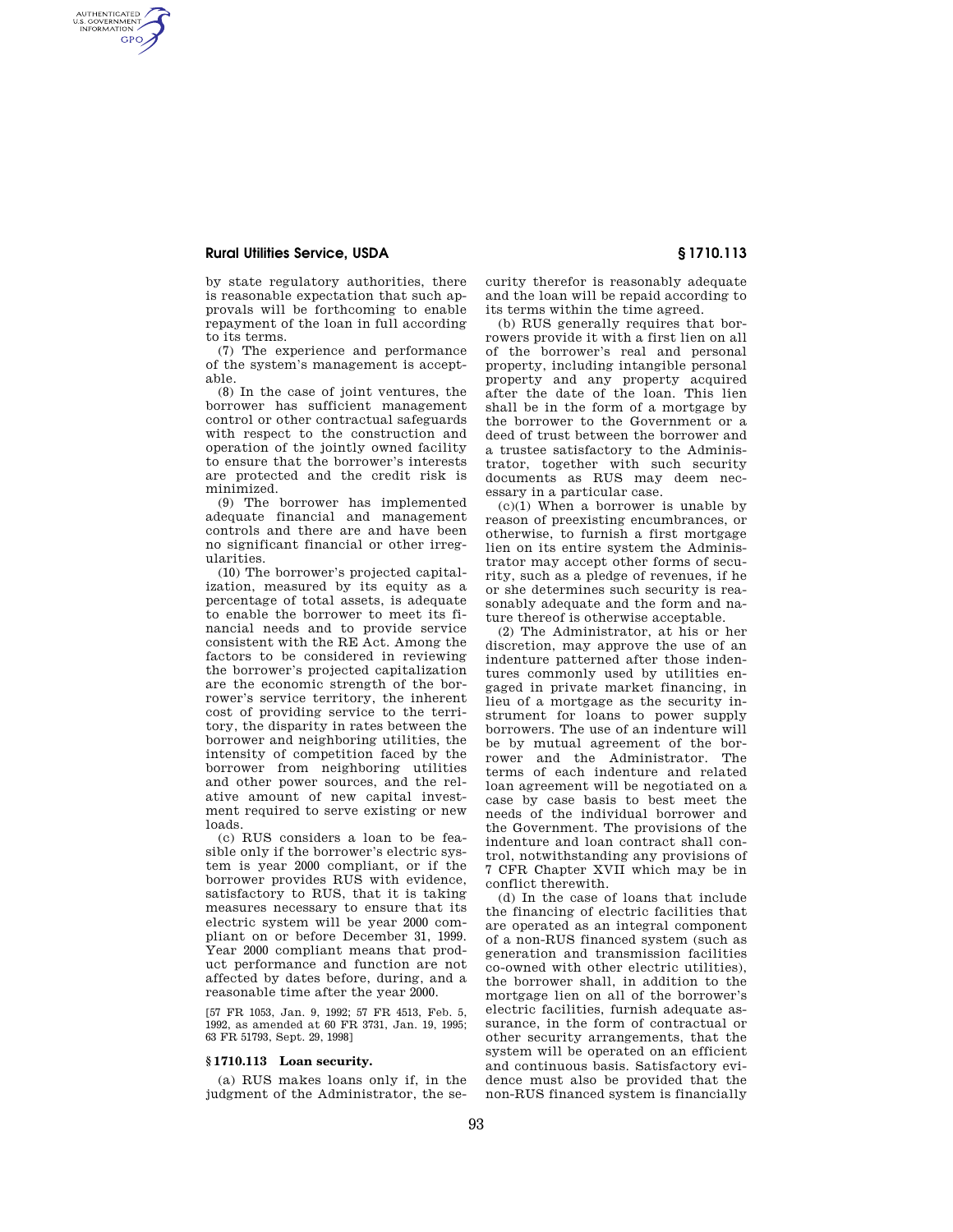by state regulatory authorities, there is reasonable expectation that such approvals will be forthcoming to enable repayment of the loan in full according to its terms.

(7) The experience and performance of the system's management is acceptable.

(8) In the case of joint ventures, the borrower has sufficient management control or other contractual safeguards with respect to the construction and operation of the jointly owned facility to ensure that the borrower's interests are protected and the credit risk is minimized.

(9) The borrower has implemented adequate financial and management controls and there are and have been no significant financial or other irregularities.

(10) The borrower's projected capitalization, measured by its equity as a percentage of total assets, is adequate to enable the borrower to meet its financial needs and to provide service consistent with the RE Act. Among the factors to be considered in reviewing the borrower's projected capitalization are the economic strength of the borrower's service territory, the inherent cost of providing service to the territory, the disparity in rates between the borrower and neighboring utilities, the intensity of competition faced by the borrower from neighboring utilities and other power sources, and the relative amount of new capital investment required to serve existing or new loads.

(c) RUS considers a loan to be feasible only if the borrower's electric system is year 2000 compliant, or if the borrower provides RUS with evidence, satisfactory to RUS, that it is taking measures necessary to ensure that its electric system will be year 2000 compliant on or before December 31, 1999. Year 2000 compliant means that product performance and function are not affected by dates before, during, and a reasonable time after the year 2000.

[57 FR 1053, Jan. 9, 1992; 57 FR 4513, Feb. 5, 1992, as amended at 60 FR 3731, Jan. 19, 1995; 63 FR 51793, Sept. 29, 1998]

## § 1710.113 Loan security.

(a) RUS makes loans only if, in the judgment of the Administrator, the security therefor is reasonably adequate and the loan will be repaid according to its terms within the time agreed.

(b) RUS generally requires that borrowers provide it with a first lien on all of the borrower's real and personal property, including intangible personal property and any property acquired after the date of the loan. This lien shall be in the form of a mortgage by the borrower to the Government or a deed of trust between the borrower and a trustee satisfactory to the Administrator, together with such security documents as RUS may deem necessary in a particular case.

(c)(1) When a borrower is unable by reason of preexisting encumbrances, or otherwise, to furnish a first mortgage lien on its entire system the Administrator may accept other forms of security, such as a pledge of revenues, if he or she determines such security is reasonably adequate and the form and nature thereof is otherwise acceptable.

(2) The Administrator, at his or her discretion, may approve the use of an indenture patterned after those indentures commonly used by utilities engaged in private market financing, in lieu of a mortgage as the security instrument for loans to power supply borrowers. The use of an indenture will be by mutual agreement of the borrower and the Administrator. The terms of each indenture and related loan agreement will be negotiated on a case by case basis to best meet the needs of the individual borrower and the Government. The provisions of the indenture and loan contract shall control, notwithstanding any provisions of 7 CFR Chapter XVII which may be in conflict therewith.

(d) In the case of loans that include the financing of electric facilities that are operated as an integral component of a non-RUS financed system (such as generation and transmission facilities co-owned with other electric utilities), the borrower shall, in addition to the mortgage lien on all of the borrower's electric facilities, furnish adequate assurance, in the form of contractual or other security arrangements, that the system will be operated on an efficient and continuous basis. Satisfactory evidence must also be provided that the non-RUS financed system is financially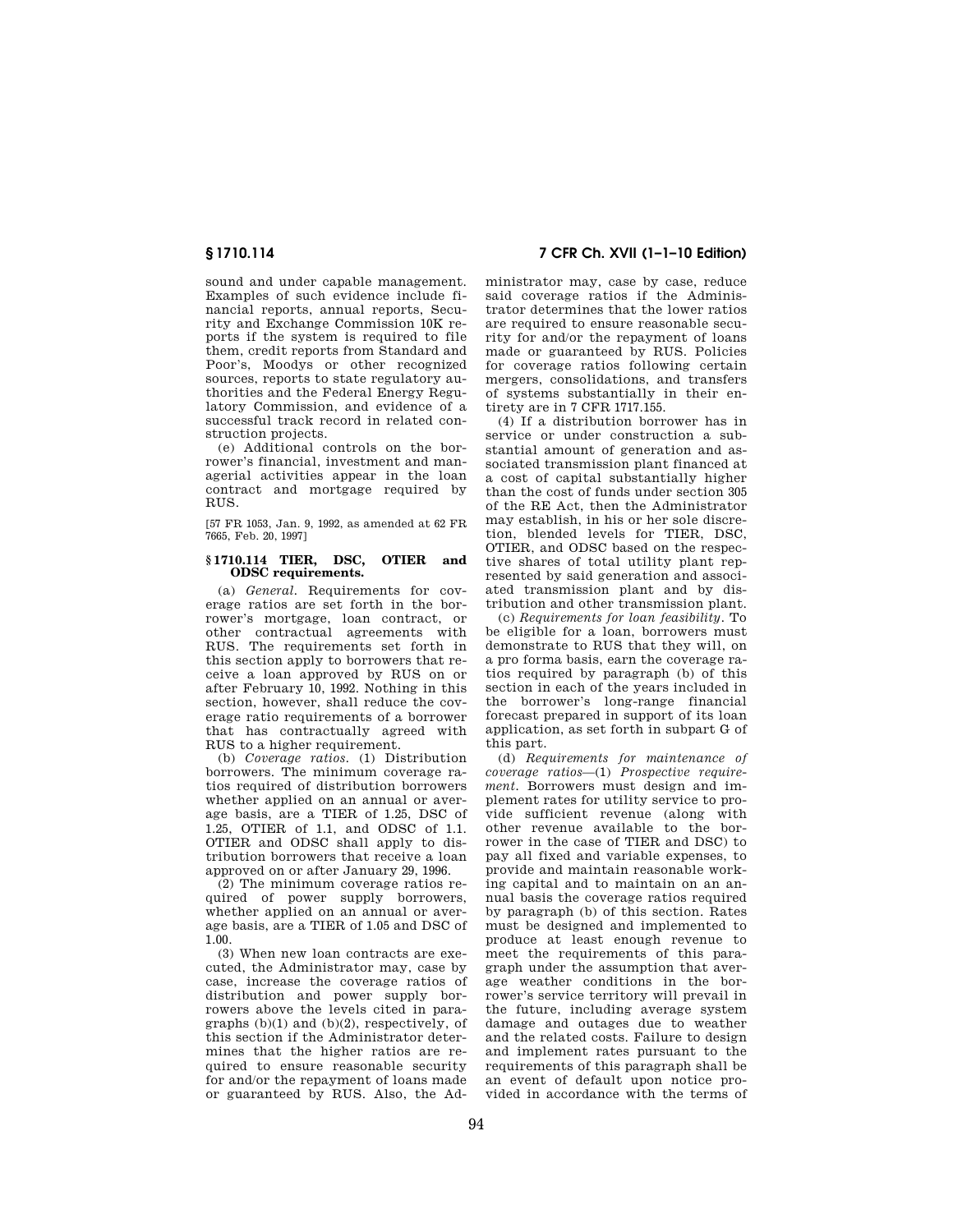sound and under capable management. Examples of such evidence include financial reports, annual reports, Security and Exchange Commission 10K reports if the system is required to file them, credit reports from Standard and Poor's, Moodys or other recognized sources, reports to state regulatory authorities and the Federal Energy Regulatory Commission, and evidence of a successful track record in related construction projects.

(e) Additional controls on the borrower's financial, investment and managerial activities appear in the loan contract and mortgage required by RUS.

[57 FR 1053, Jan. 9, 1992, as amended at 62 FR 7665, Feb. 20, 1997]

## § 1710.114 TIER, DSC, OTIER and ODSC requirements.

(a) *General*. Requirements for coverage ratios are set forth in the borrower's mortgage, loan contract, or other contractual agreements with RUS. The requirements set forth in this section apply to borrowers that receive a loan approved by RUS on or after February 10, 1992. Nothing in this section, however, shall reduce the coverage ratio requirements of a borrower that has contractually agreed with RUS to a higher requirement.

(b) *Coverage ratios*. (1) Distribution borrowers. The minimum coverage ratios required of distribution borrowers whether applied on an annual or average basis, are a TIER of 1.25, DSC of 1.25, OTIER of 1.1, and ODSC of 1.1. OTIER and ODSC shall apply to distribution borrowers that receive a loan approved on or after January 29, 1996.

(2) The minimum coverage ratios required of power supply borrowers, whether applied on an annual or average basis, are a TIER of 1.05 and DSC of 1.00.

(3) When new loan contracts are executed, the Administrator may, case by case, increase the coverage ratios of distribution and power supply borrowers above the levels cited in paragraphs (b)(1) and (b)(2), respectively, of this section if the Administrator determines that the higher ratios are required to ensure reasonable security for and/or the repayment of loans made or guaranteed by RUS. Also, the Administrator may, case by case, reduce said coverage ratios if the Administrator determines that the lower ratios are required to ensure reasonable security for and/or the repayment of loans made or guaranteed by RUS. Policies for coverage ratios following certain mergers, consolidations, and transfers of systems substantially in their entirety are in 7 CFR 1717.155.

(4) If a distribution borrower has in service or under construction a substantial amount of generation and associated transmission plant financed at a cost of capital substantially higher than the cost of funds under section 305 of the RE Act, then the Administrator may establish, in his or her sole discretion, blended levels for TIER, DSC, OTIER, and ODSC based on the respective shares of total utility plant represented by said generation and associated transmission plant and by distribution and other transmission plant.

(c) *Requirements for loan feasibility*. To be eligible for a loan, borrowers must demonstrate to RUS that they will, on a pro forma basis, earn the coverage ratios required by paragraph (b) of this section in each of the years included in the borrower's long-range financial forecast prepared in support of its loan application, as set forth in subpart G of this part.

(d) *Requirements for maintenance of coverage ratios*—(1) *Prospective requirement*. Borrowers must design and implement rates for utility service to provide sufficient revenue (along with other revenue available to the borrower in the case of TIER and DSC) to pay all fixed and variable expenses, to provide and maintain reasonable working capital and to maintain on an annual basis the coverage ratios required by paragraph (b) of this section. Rates must be designed and implemented to produce at least enough revenue to meet the requirements of this paragraph under the assumption that average weather conditions in the borrower's service territory will prevail in the future, including average system damage and outages due to weather and the related costs. Failure to design and implement rates pursuant to the requirements of this paragraph shall be an event of default upon notice provided in accordance with the terms of